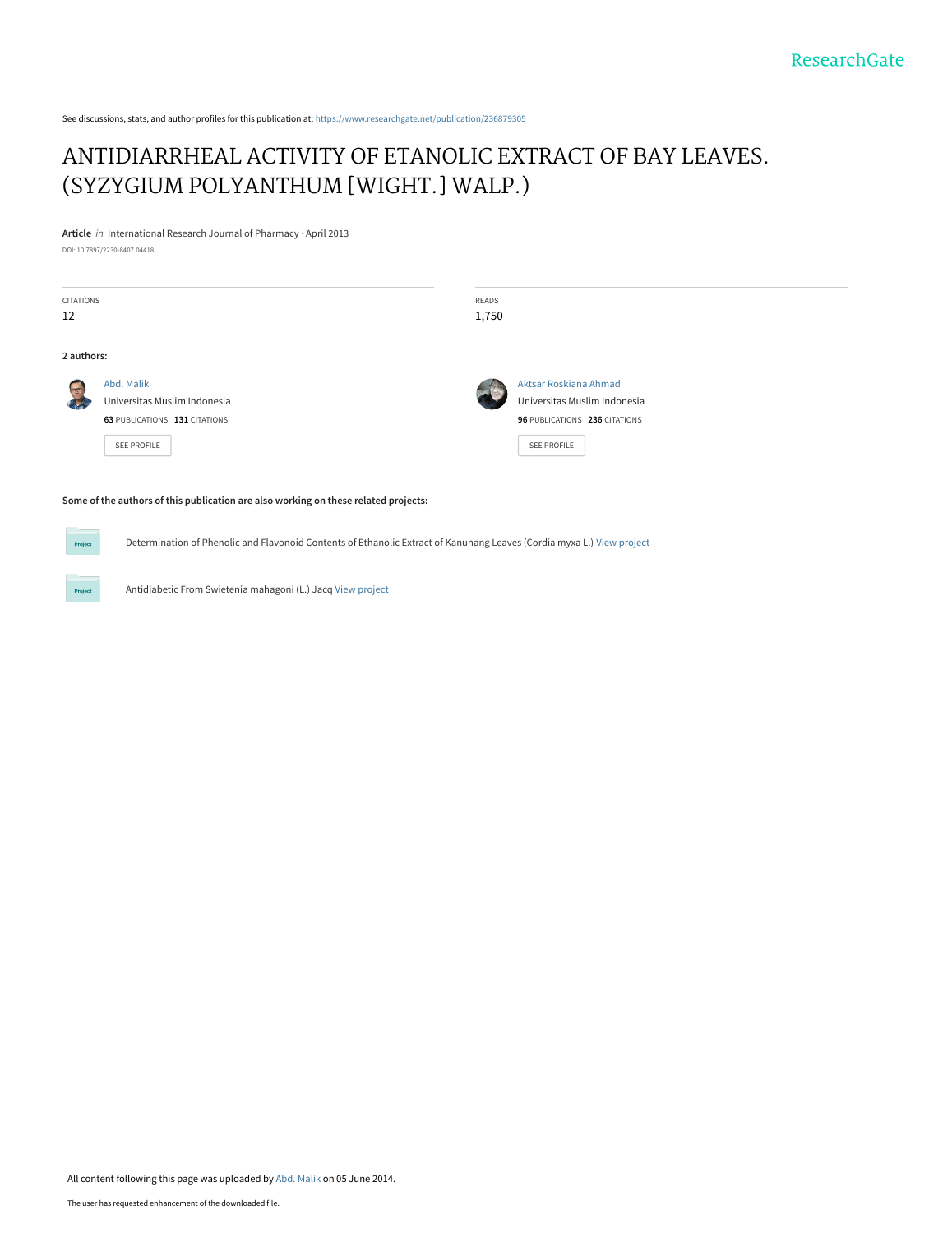See discussions, stats, and author profiles for this publication at: https://www.researchgate.net/publication/236879305

# ANTIDIARRHEAL ACTIVITY OF ETANOLIC EXTRACT OF BAY LEAVES. (SYZYGIUM POLYANTHUM [WIGHT.] WALP.)

**Article** *in* International Research Journal of Pharmacy · April 2013

DOI: 10.7897/2230-8407.04418

| CITATIONS | READS |
|---|---|
| 12 | 1,750 |

**2 authors:**

**Abd. Malik**
Universitas Muslim Indonesia
63 PUBLICATIONS 131 CITATIONS
SEE PROFILE

**Aktsar Roskiana Ahmad**
Universitas Muslim Indonesia
96 PUBLICATIONS 236 CITATIONS
SEE PROFILE

**Some of the authors of this publication are also working on these related projects:**

Project: Determination of Phenolic and Flavonoid Contents of Ethanolic Extract of Kanunang Leaves (Cordia myxa L.) View project

Project: Antidiabetic From Swietenia mahagoni (L.) Jacq View project

All content following this page was uploaded by Abd. Malik on 05 June 2014.

The user has requested enhancement of the downloaded file.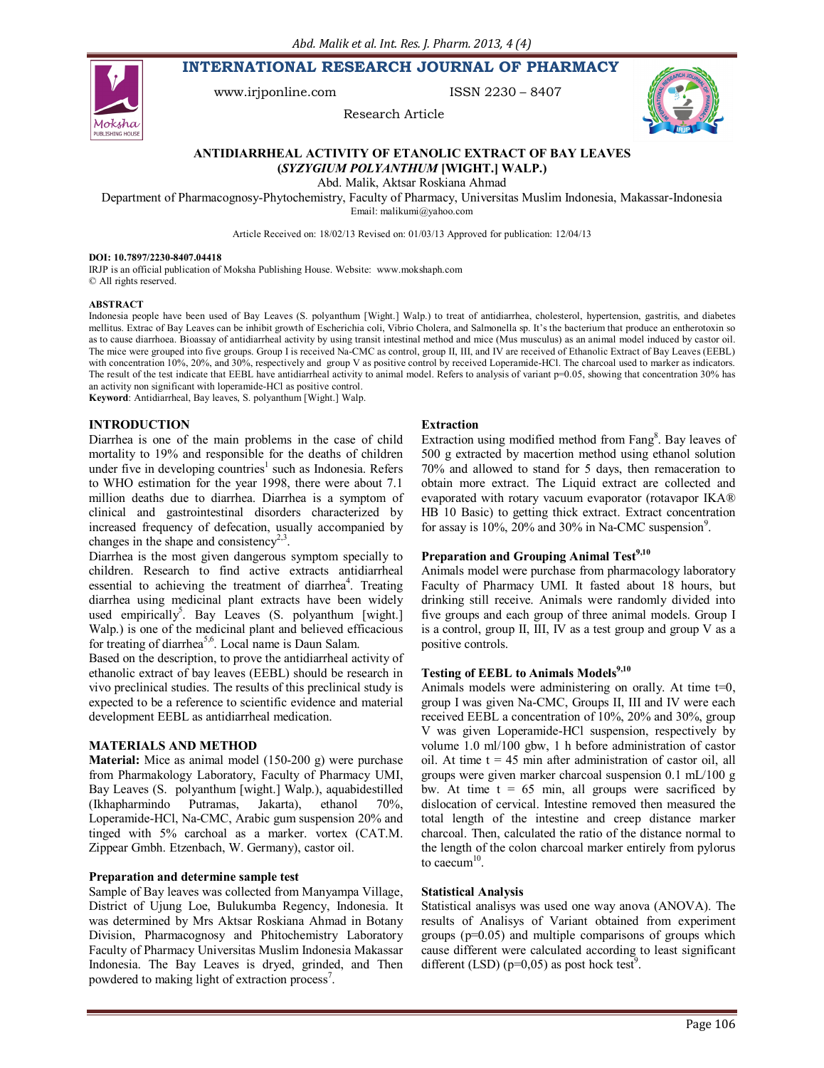# INTERNATIONAL RESEARCH JOURNAL OF PHARMACY

www.irjponline.com ISSN 2230 – 8407

Research Article

## ANTIDIARRHEAL ACTIVITY OF ETANOLIC EXTRACT OF BAY LEAVES (*SYZYGIUM POLYANTHUM* [WIGHT.] WALP.)

Abd. Malik, Aktsar Roskiana Ahmad

Department of Pharmacognosy-Phytochemistry, Faculty of Pharmacy, Universitas Muslim Indonesia, Makassar-Indonesia

Email: malikumi@yahoo.com

Article Received on: 18/02/13 Revised on: 01/03/13 Approved for publication: 12/04/13

**DOI: 10.7897/2230-8407.04418**

IRJP is an official publication of Moksha Publishing House. Website: www.mokshaph.com

© All rights reserved.

**ABSTRACT**

Indonesia people have been used of Bay Leaves (S. polyanthum [Wight.] Walp.) to treat of antidiarrhea, cholesterol, hypertension, gastritis, and diabetes mellitus. Extrac of Bay Leaves can be inhibit growth of Escherichia coli, Vibrio Cholera, and Salmonella sp. It's the bacterium that produce an entherotoxin so as to cause diarrhoea. Bioassay of antidiarrheal activity by using transit intestinal method and mice (Mus musculus) as an animal model induced by castor oil. The mice were grouped into five groups. Group I is received Na-CMC as control, group II, III, and IV are received of Ethanolic Extract of Bay Leaves (EEBL) with concentration 10%, 20%, and 30%, respectively and group V as positive control by received Loperamide-HCl. The charcoal used to marker as indicators. The result of the test indicate that EEBL have antidiarrheal activity to animal model. Refers to analysis of variant p=0.05, showing that concentration 30% has an activity non significant with loperamide-HCl as positive control.

**Keyword**: Antidiarrheal, Bay leaves, S. polyanthum [Wight.] Walp.

## INTRODUCTION

Diarrhea is one of the main problems in the case of child mortality to 19% and responsible for the deaths of children under five in developing countries[1] such as Indonesia. Refers to WHO estimation for the year 1998, there were about 7.1 million deaths due to diarrhea. Diarrhea is a symptom of clinical and gastrointestinal disorders characterized by increased frequency of defecation, usually accompanied by changes in the shape and consistency[2,3].

Diarrhea is the most given dangerous symptom specially to children. Research to find active extracts antidiarrheal essential to achieving the treatment of diarrhea[4]. Treating diarrhea using medicinal plant extracts have been widely used empirically[5]. Bay Leaves (S. polyanthum [wight.] Walp.) is one of the medicinal plant and believed efficacious for treating of diarrhea[5,6]. Local name is Daun Salam.

Based on the description, to prove the antidiarrheal activity of ethanolic extract of bay leaves (EEBL) should be research in vivo preclinical studies. The results of this preclinical study is expected to be a reference to scientific evidence and material development EEBL as antidiarrheal medication.

## MATERIALS AND METHOD

**Material:** Mice as animal model (150-200 g) were purchase from Pharmakology Laboratory, Faculty of Pharmacy UMI, Bay Leaves (S. polyanthum [wight.] Walp.), aquabidestilled (Ikhapharmindo Putramas, Jakarta), ethanol 70%, Loperamide-HCl, Na-CMC, Arabic gum suspension 20% and tinged with 5% carchoal as a marker. vortex (CAT.M. Zippear Gmbh. Etzenbach, W. Germany), castor oil.

### Preparation and determine sample test

Sample of Bay leaves was collected from Manyampa Village, District of Ujung Loe, Bulukumba Regency, Indonesia. It was determined by Mrs Aktsar Roskiana Ahmad in Botany Division, Pharmacognosy and Phitochemistry Laboratory Faculty of Pharmacy Universitas Muslim Indonesia Makassar Indonesia. The Bay Leaves is dryed, grinded, and Then powdered to making light of extraction process[7].

### Extraction

Extraction using modified method from Fang[8]. Bay leaves of 500 g extracted by macertion method using ethanol solution 70% and allowed to stand for 5 days, then remaceration to obtain more extract. The Liquid extract are collected and evaporated with rotary vacuum evaporator (rotavapor IKA® HB 10 Basic) to getting thick extract. Extract concentration for assay is 10%, 20% and 30% in Na-CMC suspension[9].

### Preparation and Grouping Animal Test[9,10]

Animals model were purchase from pharmacology laboratory Faculty of Pharmacy UMI. It fasted about 18 hours, but drinking still receive. Animals were randomly divided into five groups and each group of three animal models. Group I is a control, group II, III, IV as a test group and group V as a positive controls.

### Testing of EEBL to Animals Models[9,10]

Animals models were administering on orally. At time t=0, group I was given Na-CMC, Groups II, III and IV were each received EEBL a concentration of 10%, 20% and 30%, group V was given Loperamide-HCl suspension, respectively by volume 1.0 ml/100 gbw, 1 h before administration of castor oil. At time t = 45 min after administration of castor oil, all groups were given marker charcoal suspension 0.1 mL/100 g bw. At time t = 65 min, all groups were sacrificed by dislocation of cervical. Intestine removed then measured the total length of the intestine and creep distance marker charcoal. Then, calculated the ratio of the distance normal to the length of the colon charcoal marker entirely from pylorus to caecum[10].

### Statistical Analysis

Statistical analisys was used one way anova (ANOVA). The results of Analisys of Variant obtained from experiment groups (p=0.05) and multiple comparisons of groups which cause different were calculated according to least significant different (LSD) (p=0,05) as post hock test[9].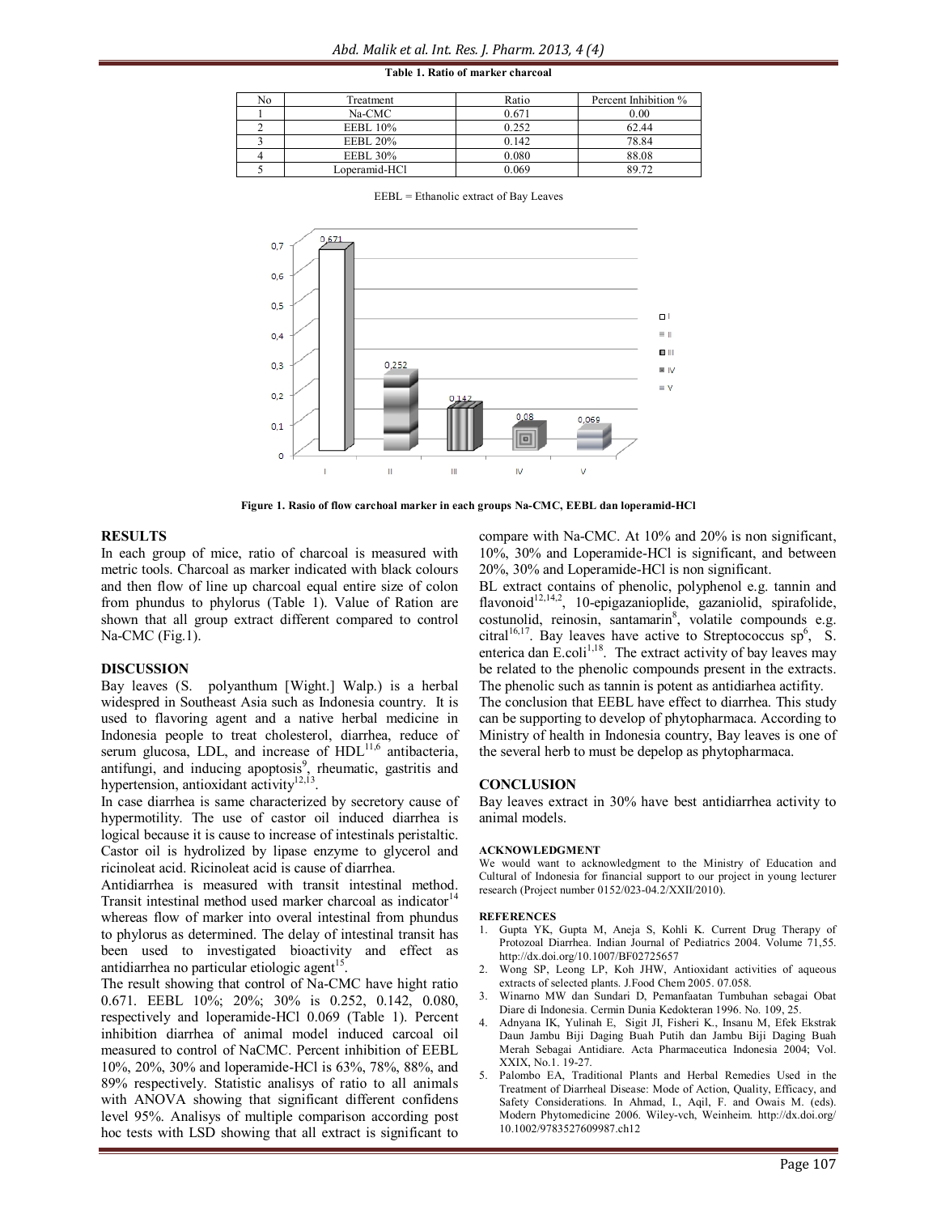**Table 1. Ratio of marker charcoal**

| No | Treatment | Ratio | Percent Inhibition % |
|---|---|---|---|
| 1 | Na-CMC | 0.671 | 0.00 |
| 2 | EEBL 10% | 0.252 | 62.44 |
| 3 | EEBL 20% | 0.142 | 78.84 |
| 4 | EEBL 30% | 0.080 | 88.08 |
| 5 | Loperamid-HCl | 0.069 | 89.72 |

EEBL = Ethanolic extract of Bay Leaves

**Figure 1. Rasio of flow carchoal marker in each groups Na-CMC, EEBL dan loperamid-HCl**

## RESULTS

In each group of mice, ratio of charcoal is measured with metric tools. Charcoal as marker indicated with black colours and then flow of line up charcoal equal entire size of colon from phundus to phylorus (Table 1). Value of Ration are shown that all group extract different compared to control Na-CMC (Fig.1).

## DISCUSSION

Bay leaves (S. polyanthum [Wight.] Walp.) is a herbal widespred in Southeast Asia such as Indonesia country. It is used to flavoring agent and a native herbal medicine in Indonesia people to treat cholesterol, diarrhea, reduce of serum glucosa, LDL, and increase of HDL[11,6] antibacteria, antifungi, and inducing apoptosis[9], rheumatic, gastritis and hypertension, antioxidant activity[12,13].

In case diarrhea is same characterized by secretory cause of hypermotility. The use of castor oil induced diarrhea is logical because it is cause to increase of intestinals peristaltic. Castor oil is hydrolized by lipase enzyme to glycerol and ricinoleat acid. Ricinoleat acid is cause of diarrhea.

Antidiarrhea is measured with transit intestinal method. Transit intestinal method used marker charcoal as indicator[14] whereas flow of marker into overal intestinal from phundus to phylorus as determined. The delay of intestinal transit has been used to investigated bioactivity and effect as antidiarrhea no particular etiologic agent[15].

The result showing that control of Na-CMC have hight ratio 0.671. EEBL 10%; 20%; 30% is 0.252, 0.142, 0.080, respectively and loperamide-HCl 0.069 (Table 1). Percent inhibition diarrhea of animal model induced carcoal oil measured to control of NaCMC. Percent inhibition of EEBL 10%, 20%, 30% and loperamide-HCl is 63%, 78%, 88%, and 89% respectively. Statistic analisys of ratio to all animals with ANOVA showing that significant different confidens level 95%. Analisys of multiple comparison according post hoc tests with LSD showing that all extract is significant to compare with Na-CMC. At 10% and 20% is non significant, 10%, 30% and Loperamide-HCl is significant, and between 20%, 30% and Loperamide-HCl is non significant.

BL extract contains of phenolic, polyphenol e.g. tannin and flavonoid[12,14,2], 10-epigazanioplide, gazaniolid, spirafolide, costunolid, reinosin, santamarin[8], volatile compounds e.g. citral[16,17]. Bay leaves have active to Streptococcus sp[6], S. enterica dan E.coli[1,18]. The extract activity of bay leaves may be related to the phenolic compounds present in the extracts. The phenolic such as tannin is potent as antidiarhea actifity.

The conclusion that EEBL have effect to diarrhea. This study can be supporting to develop of phytopharmaca. According to Ministry of health in Indonesia country, Bay leaves is one of the several herb to must be depelop as phytopharmaca.

## CONCLUSION

Bay leaves extract in 30% have best antidiarrhea activity to animal models.

### ACKNOWLEDGMENT

We would want to acknowledgment to the Ministry of Education and Cultural of Indonesia for financial support to our project in young lecturer research (Project number 0152/023-04.2/XXII/2010).

### REFERENCES

1. Gupta YK, Gupta M, Aneja S, Kohli K. Current Drug Therapy of Protozoal Diarrhea. Indian Journal of Pediatrics 2004. Volume 71,55. http://dx.doi.org/10.1007/BF02725657
2. Wong SP, Leong LP, Koh JHW, Antioxidant activities of aqueous extracts of selected plants. J.Food Chem 2005. 07.058.
3. Winarno MW dan Sundari D, Pemanfaatan Tumbuhan sebagai Obat Diare di Indonesia. Cermin Dunia Kedokteran 1996. No. 109, 25.
4. Adnyana IK, Yulinah E, Sigit JI, Fisheri K., Insanu M, Efek Ekstrak Daun Jambu Biji Daging Buah Putih dan Jambu Biji Daging Buah Merah Sebagai Antidiare. Acta Pharmaceutica Indonesia 2004; Vol. XXIX, No.1. 19-27.
5. Palombo EA, Traditional Plants and Herbal Remedies Used in the Treatment of Diarrheal Disease: Mode of Action, Quality, Efficacy, and Safety Considerations. In Ahmad, I., Aqil, F. and Owais M. (eds). Modern Phytomedicine 2006. Wiley-vch, Weinheim. http://dx.doi.org/10.1002/9783527609987.ch12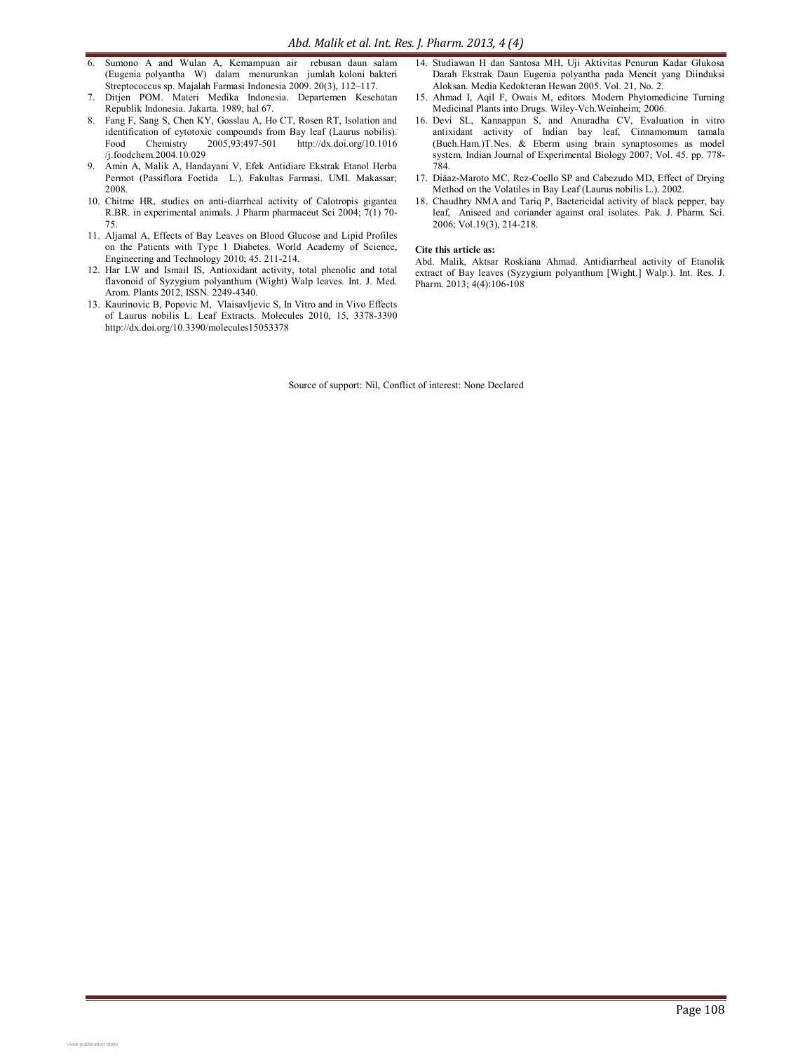6. Sumono A and Wulan A, Kemampuan air rebusan daun salam (Eugenia polyantha W) dalam menurunkan jumlah koloni bakteri Streptococcus sp. Majalah Farmasi Indonesia 2009. 20(3), 112–117.
7. Ditjen POM. Materi Medika Indonesia. Departemen Kesehatan Republik Indonesia. Jakarta. 1989; hal 67.
8. Fang F, Sang S, Chen KY, Gosslau A, Ho CT, Rosen RT, Isolation and identification of cytotoxic compounds from Bay leaf (Laurus nobilis). Food Chemistry 2005,93:497-501 http://dx.doi.org/10.1016/j.foodchem.2004.10.029
9. Amin A, Malik A, Handayani V, Efek Antidiare Ekstrak Etanol Herba Permot (Passiflora Foetida L.). Fakultas Farmasi. UMI. Makassar; 2008.
10. Chitme HR, studies on anti-diarrheal activity of Calotropis gigantea R.BR. in experimental animals. J Pharm pharmaceut Sci 2004; 7(1) 70-75.
11. Aljamal A, Effects of Bay Leaves on Blood Glucose and Lipid Profiles on the Patients with Type 1 Diabetes. World Academy of Science, Engineering and Technology 2010; 45. 211-214.
12. Har LW and Ismail IS, Antioxidant activity, total phenolic and total flavonoid of Syzygium polyanthum (Wight) Walp leaves. Int. J. Med. Arom. Plants 2012, ISSN. 2249-4340.
13. Kaurinovic B, Popovic M, Vlaisavljevic S, In Vitro and in Vivo Effects of Laurus nobilis L. Leaf Extracts. Molecules 2010, 15, 3378-3390 http://dx.doi.org/10.3390/molecules15053378
14. Studiawan H dan Santosa MH, Uji Aktivitas Penurun Kadar Glukosa Darah Ekstrak Daun Eugenia polyantha pada Mencit yang Diinduksi Aloksan. Media Kedokteran Hewan 2005. Vol. 21, No. 2.
15. Ahmad I, Aqil F, Owais M, editors. Modern Phytomedicine Turning Medicinal Plants into Drugs. Wiley-Vch.Weinheim; 2006.
16. Devi SL, Kannappan S, and Anuradha CV, Evaluation in vitro antixidant activity of Indian bay leaf, Cinnamomum tamala (Buch.Ham.)T.Nes. & Eberm using brain synaptosomes as model system. Indian Journal of Experimental Biology 2007; Vol. 45. pp. 778-784.
17. Diäaz-Maroto MC, Rez-Coello SP and Cabezudo MD, Effect of Drying Method on the Volatiles in Bay Leaf (Laurus nobilis L.). 2002.
18. Chaudhry NMA and Tariq P, Bactericidal activity of black pepper, bay leaf, Aniseed and coriander against oral isolates. Pak. J. Pharm. Sci. 2006; Vol.19(3), 214-218.

**Cite this article as:**

Abd. Malik, Aktsar Roskiana Ahmad. Antidiarrheal activity of Etanolik extract of Bay leaves (Syzygium polyanthum [Wight.] Walp.). Int. Res. J. Pharm. 2013; 4(4):106-108

Source of support: Nil, Conflict of interest: None Declared